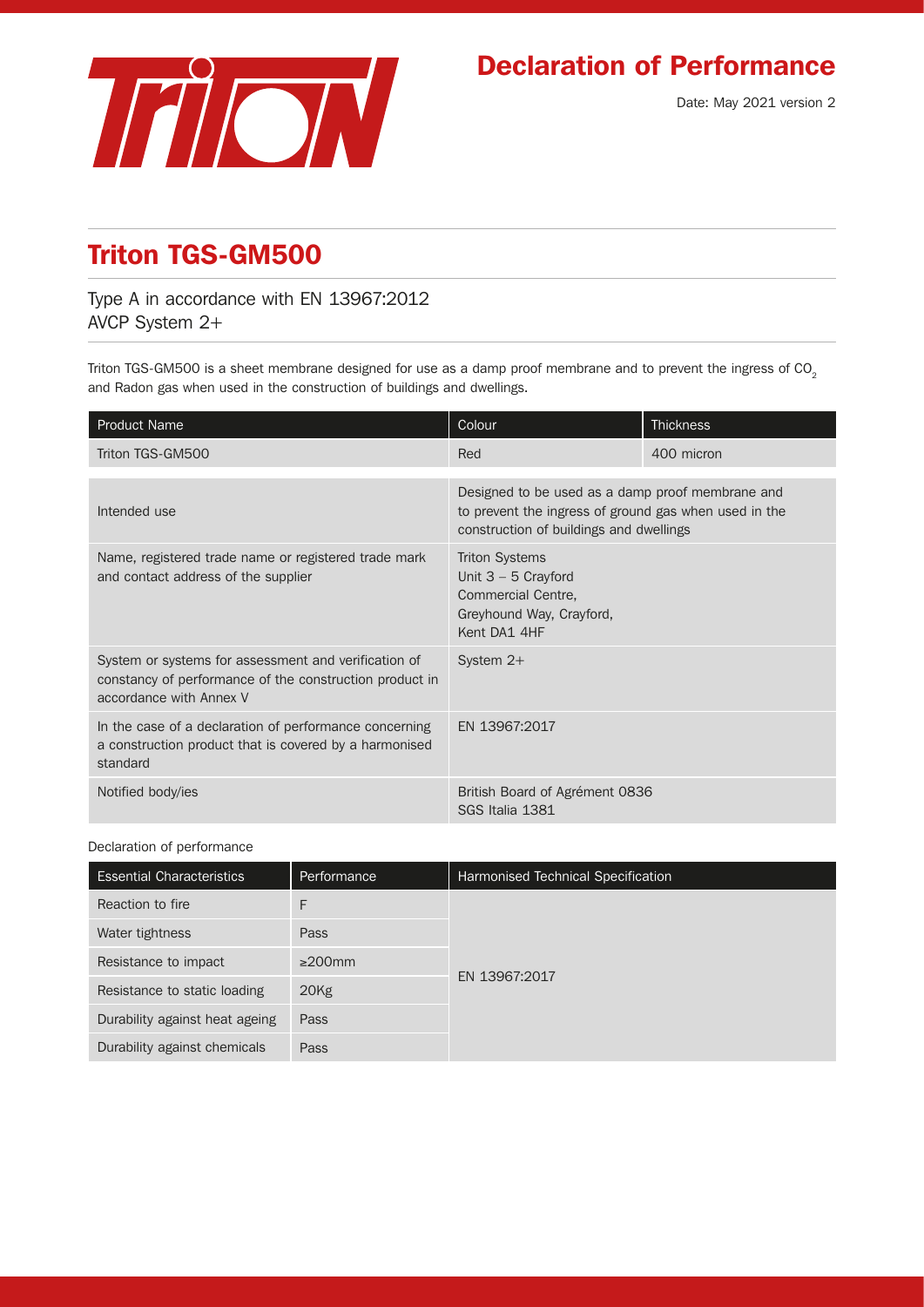# Declaration of Performance

Date: May 2021 version 2

## Triton TGS-GM500

Type A in accordance with EN 13967:2012
AVCP System 2+

Triton TGS-GM500 is a sheet membrane designed for use as a damp proof membrane and to prevent the ingress of $CO_2$ and Radon gas when used in the construction of buildings and dwellings.

| Product Name | Colour | Thickness |
|---|---|---|
| Triton TGS-GM500 | Red | 400 micron |

| | |
|---|---|
| Intended use | Designed to be used as a damp proof membrane and to prevent the ingress of ground gas when used in the construction of buildings and dwellings |
| Name, registered trade name or registered trade mark and contact address of the supplier | Triton Systems<br>Unit 3 – 5 Crayford<br>Commercial Centre,<br>Greyhound Way, Crayford,<br>Kent DA1 4HF |
| System or systems for assessment and verification of constancy of performance of the construction product in accordance with Annex V | System 2+ |
| In the case of a declaration of performance concerning a construction product that is covered by a harmonised standard | EN 13967:2017 |
| Notified body/ies | British Board of Agrément 0836<br>SGS Italia 1381 |

Declaration of performance

| Essential Characteristics | Performance | Harmonised Technical Specification |
|---|---|---|
| Reaction to fire | F | EN 13967:2017 |
| Water tightness | Pass | |
| Resistance to impact | ≥200mm | |
| Resistance to static loading | 20Kg | |
| Durability against heat ageing | Pass | |
| Durability against chemicals | Pass | |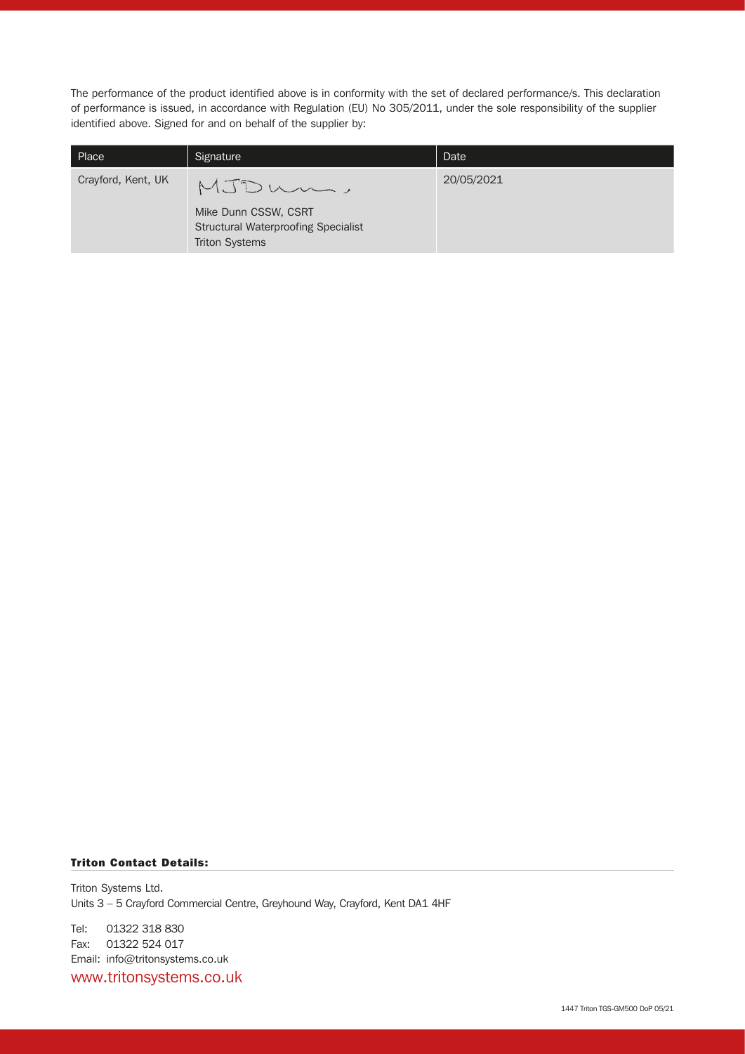The performance of the product identified above is in conformity with the set of declared performance/s. This declaration of performance is issued, in accordance with Regulation (EU) No 305/2011, under the sole responsibility of the supplier identified above. Signed for and on behalf of the supplier by:

| Place | Signature | Date |
|---|---|---|
| Crayford, Kent, UK | MJDunn<br>Mike Dunn CSSW, CSRT<br>Structural Waterproofing Specialist<br>Triton Systems | 20/05/2021 |

**Triton Contact Details:**

Triton Systems Ltd.
Units 3 – 5 Crayford Commercial Centre, Greyhound Way, Crayford, Kent DA1 4HF

Tel: 01322 318 830
Fax: 01322 524 017
Email: info@tritonsystems.co.uk

www.tritonsystems.co.uk

1447 Triton TGS-GM500 DoP 05/21